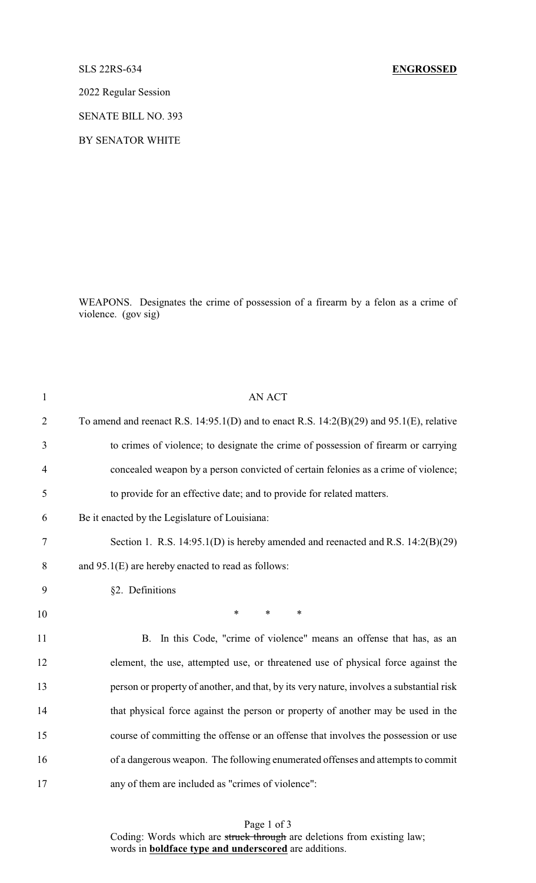SLS 22RS-634 **ENGROSSED**

2022 Regular Session

SENATE BILL NO. 393

BY SENATOR WHITE

WEAPONS. Designates the crime of possession of a firearm by a felon as a crime of violence. (gov sig)

AN ACT

To amend and reenact R.S. 14:95.1(D) and to enact R.S. 14:2(B)(29) and 95.1(E), relative to crimes of violence; to designate the crime of possession of firearm or carrying concealed weapon by a person convicted of certain felonies as a crime of violence; to provide for an effective date; and to provide for related matters.

Be it enacted by the Legislature of Louisiana:

Section 1. R.S. 14:95.1(D) is hereby amended and reenacted and R.S. 14:2(B)(29) and 95.1(E) are hereby enacted to read as follows:

§2. Definitions

\* \* \*

B. In this Code, "crime of violence" means an offense that has, as an element, the use, attempted use, or threatened use of physical force against the person or property of another, and that, by its very nature, involves a substantial risk that physical force against the person or property of another may be used in the course of committing the offense or an offense that involves the possession or use of a dangerous weapon. The following enumerated offenses and attempts to commit any of them are included as "crimes of violence":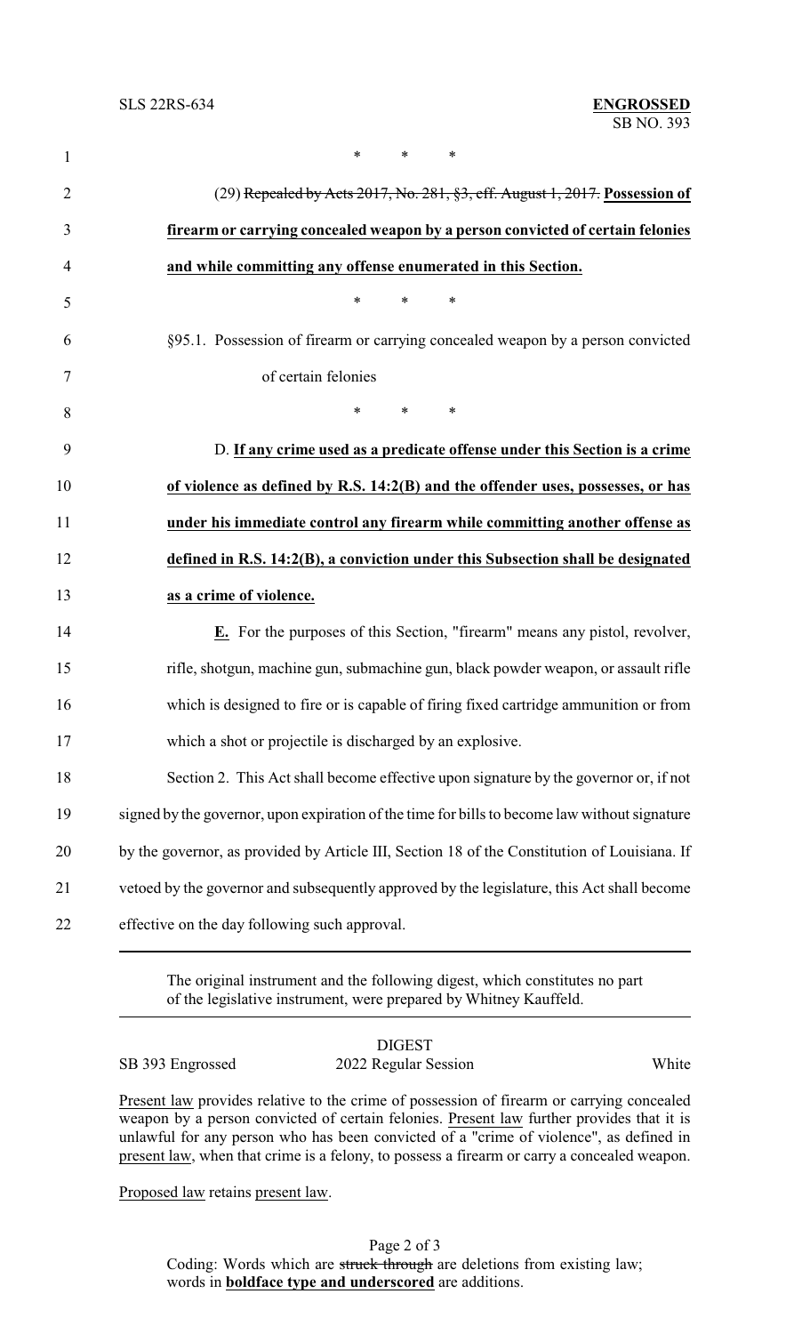\* \* \*

(29) ~~Repealed by Acts 2017, No. 281, §3, eff. August 1, 2017.~~ **<u>Possession of firearm or carrying concealed weapon by a person convicted of certain felonies and while committing any offense enumerated in this Section.</u>**

\* \* \*

§95.1. Possession of firearm or carrying concealed weapon by a person convicted of certain felonies

\* \* \*

D. **<u>If any crime used as a predicate offense under this Section is a crime of violence as defined by R.S. 14:2(B) and the offender uses, possesses, or has under his immediate control any firearm while committing another offense as defined in R.S. 14:2(B), a conviction under this Subsection shall be designated as a crime of violence.</u>**

**<u>E.</u>** For the purposes of this Section, "firearm" means any pistol, revolver, rifle, shotgun, machine gun, submachine gun, black powder weapon, or assault rifle which is designed to fire or is capable of firing fixed cartridge ammunition or from which a shot or projectile is discharged by an explosive.

Section 2. This Act shall become effective upon signature by the governor or, if not signed by the governor, upon expiration of the time for bills to become law without signature by the governor, as provided by Article III, Section 18 of the Constitution of Louisiana. If vetoed by the governor and subsequently approved by the legislature, this Act shall become effective on the day following such approval.

---

The original instrument and the following digest, which constitutes no part of the legislative instrument, were prepared by Whitney Kauffeld.

DIGEST

SB 393 Engrossed 2022 Regular Session White

<u>Present law</u> provides relative to the crime of possession of firearm or carrying concealed weapon by a person convicted of certain felonies. <u>Present law</u> further provides that it is unlawful for any person who has been convicted of a "crime of violence", as defined in <u>present law</u>, when that crime is a felony, to possess a firearm or carry a concealed weapon.

<u>Proposed law</u> retains <u>present law</u>.

Coding: Words which are ~~struck through~~ are deletions from existing law; words in **<u>boldface type and underscored</u>** are additions.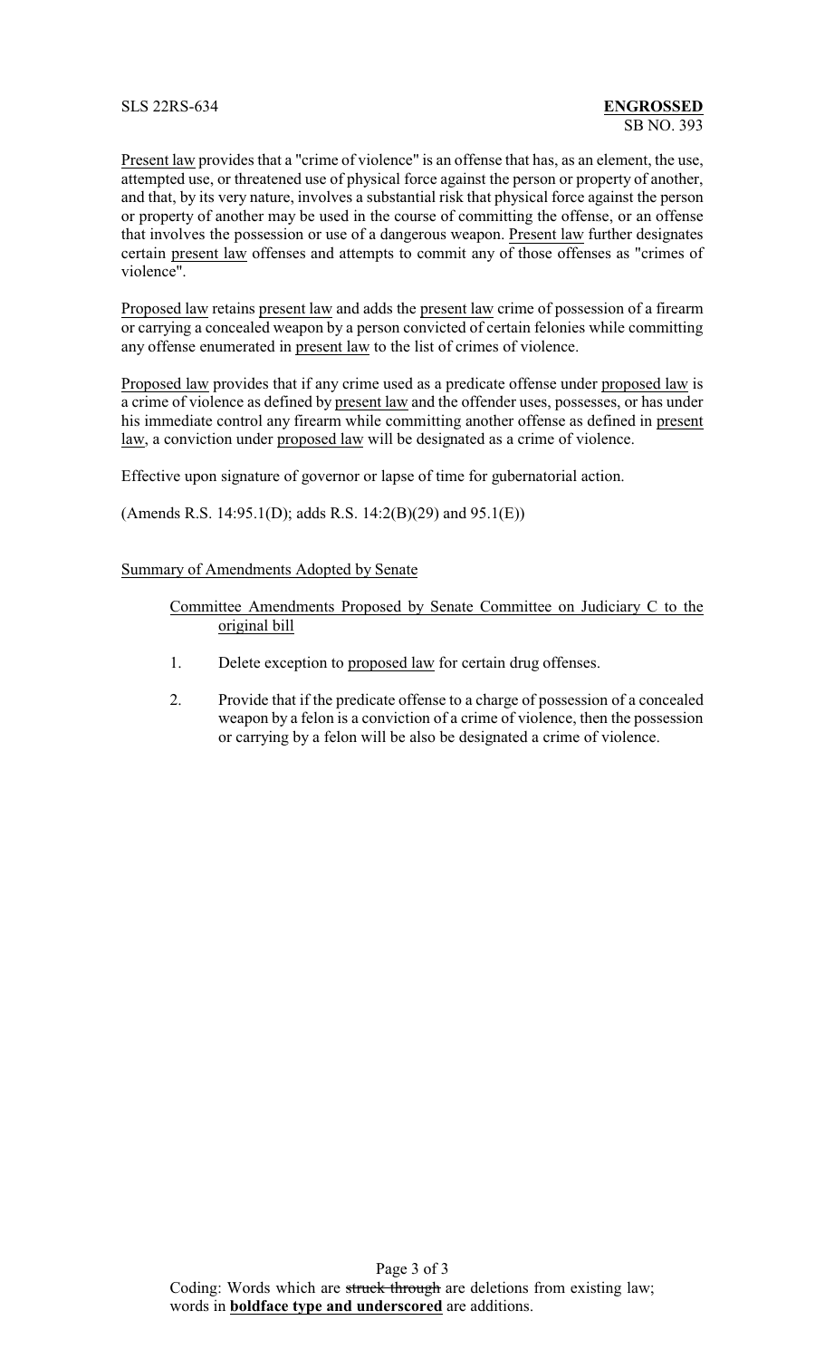Present law provides that a "crime of violence" is an offense that has, as an element, the use, attempted use, or threatened use of physical force against the person or property of another, and that, by its very nature, involves a substantial risk that physical force against the person or property of another may be used in the course of committing the offense, or an offense that involves the possession or use of a dangerous weapon. Present law further designates certain present law offenses and attempts to commit any of those offenses as "crimes of violence".

Proposed law retains present law and adds the present law crime of possession of a firearm or carrying a concealed weapon by a person convicted of certain felonies while committing any offense enumerated in present law to the list of crimes of violence.

Proposed law provides that if any crime used as a predicate offense under proposed law is a crime of violence as defined by present law and the offender uses, possesses, or has under his immediate control any firearm while committing another offense as defined in present law, a conviction under proposed law will be designated as a crime of violence.

Effective upon signature of governor or lapse of time for gubernatorial action.

(Amends R.S. 14:95.1(D); adds R.S. 14:2(B)(29) and 95.1(E))

Summary of Amendments Adopted by Senate

Committee Amendments Proposed by Senate Committee on Judiciary C to the original bill

1. Delete exception to proposed law for certain drug offenses.

2. Provide that if the predicate offense to a charge of possession of a concealed weapon by a felon is a conviction of a crime of violence, then the possession or carrying by a felon will be also be designated a crime of violence.

Coding: Words which are ~~struck through~~ are deletions from existing law; words in **boldface type and underscored** are additions.